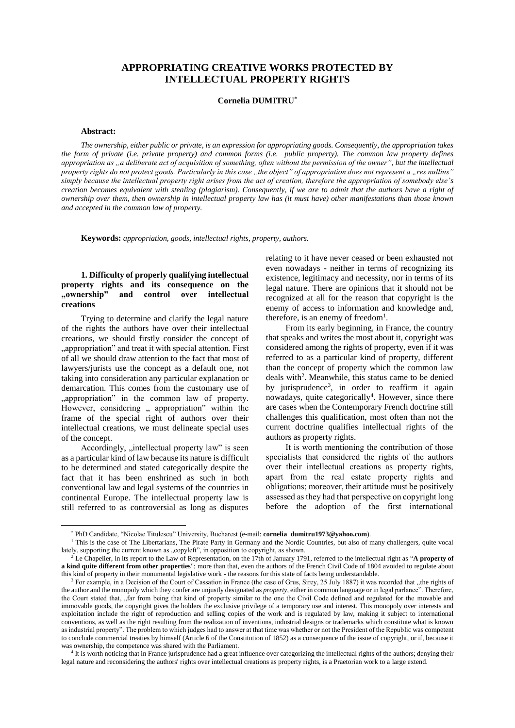# APPROPRIATING CREATIVE WORKS PROTECTED BY INTELLECTUAL PROPERTY RIGHTS

**Cornelia DUMITRU***

**Abstract:**

*The ownership, either public or private, is an expression for appropriating goods. Consequently, the appropriation takes the form of private (i.e. private property) and common forms (i.e. public property). The common law property defines appropriation as „a deliberate act of acquisition of something, often without the permission of the owner", but the intellectual property rights do not protect goods. Particularly in this case „the object" of appropriation does not represent a „res nullius" simply because the intellectual property right arises from the act of creation, therefore the appropriation of somebody else's creation becomes equivalent with stealing (plagiarism). Consequently, if we are to admit that the authors have a right of ownership over them, then ownership in intellectual property law has (it must have) other manifestations than those known and accepted in the common law of property.*

**Keywords:** *appropriation, goods, intellectual rights, property, authors.*

## 1. Difficulty of properly qualifying intellectual property rights and its consequence on the „ownership" and control over intellectual creations

Trying to determine and clarify the legal nature of the rights the authors have over their intellectual creations, we should firstly consider the concept of „appropriation" and treat it with special attention. First of all we should draw attention to the fact that most of lawyers/jurists use the concept as a default one, not taking into consideration any particular explanation or demarcation. This comes from the customary use of „appropriation" in the common law of property. However, considering „ appropriation" within the frame of the special right of authors over their intellectual creations, we must delineate special uses of the concept.

Accordingly, „intellectual property law" is seen as a particular kind of law because its nature is difficult to be determined and stated categorically despite the fact that it has been enshrined as such in both conventional law and legal systems of the countries in continental Europe. The intellectual property law is still referred to as controversial as long as disputes relating to it have never ceased or been exhausted not even nowadays - neither in terms of recognizing its existence, legitimacy and necessity, nor in terms of its legal nature. There are opinions that it should not be recognized at all for the reason that copyright is the enemy of access to information and knowledge and, therefore, is an enemy of freedom[1].

From its early beginning, in France, the country that speaks and writes the most about it, copyright was considered among the rights of property, even if it was referred to as a particular kind of property, different than the concept of property which the common law deals with[2]. Meanwhile, this status came to be denied by jurisprudence[3], in order to reaffirm it again nowadays, quite categorically[4]. However, since there are cases when the Contemporary French doctrine still challenges this qualification, most often than not the current doctrine qualifies intellectual rights of the authors as property rights.

It is worth mentioning the contribution of those specialists that considered the rights of the authors over their intellectual creations as property rights, apart from the real estate property rights and obligations; moreover, their attitude must be positively assessed as they had that perspective on copyright long before the adoption of the first international

---

* PhD Candidate, "Nicolae Titulescu" University, Bucharest (e-mail: **cornelia_dumitru1973@yahoo.com**).

[1] This is the case of The Libertarians, The Pirate Party in Germany and the Nordic Countries, but also of many challengers, quite vocal lately, supporting the current known as „copyleft", in opposition to copyright, as shown.

[2] Le Chapelier, in its report to the Law of Representation, on the 17th of January 1791, referred to the intellectual right as "**A property of a kind quite different from other properties**"; more than that, even the authors of the French Civil Code of 1804 avoided to regulate about this kind of property in their monumental legislative work - the reasons for this state of facts being understandable.

[3] For example, in a Decision of the Court of Cassation in France (the case of Grus, Sirey, 25 July 1887) it was recorded that „the rights of the author and the monopoly which they confer are unjustly designated as *property*, either in common language or in legal parlance". Therefore, the Court stated that, „far from being that kind of property similar to the one the Civil Code defined and regulated for the movable and immovable goods, the copyright gives the holders the exclusive privilege of a temporary use and interest. This monopoly over interests and exploitation include the right of reproduction and selling copies of the work and is regulated by law, making it subject to international conventions, as well as the right resulting from the realization of inventions, industrial designs or trademarks which constitute what is known as industrial property". The problem to which judges had to answer at that time was whether or not the President of the Republic was competent to conclude commercial treaties by himself (Article 6 of the Constitution of 1852) as a consequence of the issue of copyright, or if, because it was ownership, the competence was shared with the Parliament.

[4] It is worth noticing that in France jurisprudence had a great influence over categorizing the intellectual rights of the authors; denying their legal nature and reconsidering the authors' rights over intellectual creations as property rights, is a Praetorian work to a large extend.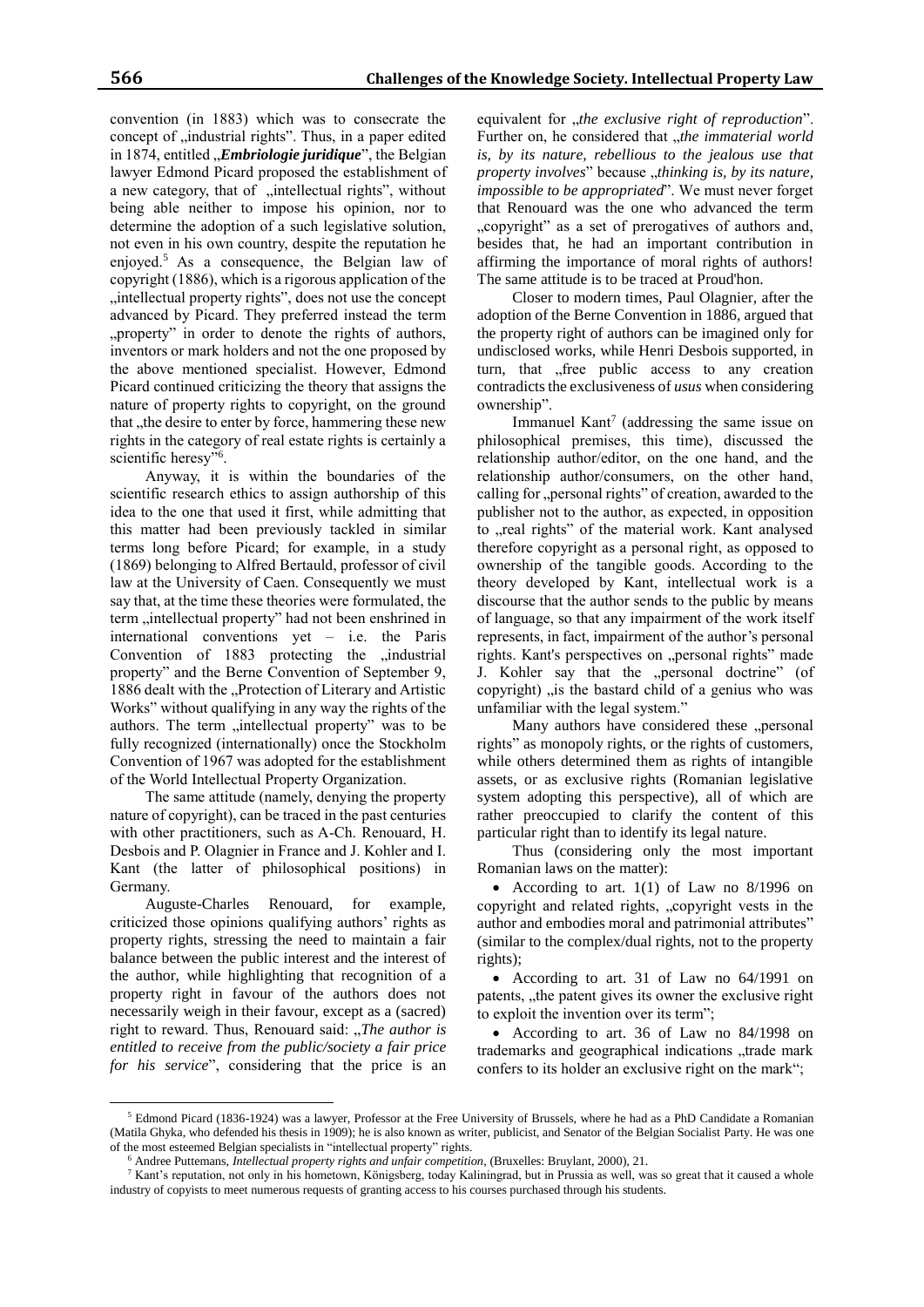convention (in 1883) which was to consecrate the concept of „industrial rights". Thus, in a paper edited in 1874, entitled „***Embriologie juridique***", the Belgian lawyer Edmond Picard proposed the establishment of a new category, that of „intellectual rights", without being able neither to impose his opinion, nor to determine the adoption of a such legislative solution, not even in his own country, despite the reputation he enjoyed.[5] As a consequence, the Belgian law of copyright (1886), which is a rigorous application of the „intellectual property rights", does not use the concept advanced by Picard. They preferred instead the term „property" in order to denote the rights of authors, inventors or mark holders and not the one proposed by the above mentioned specialist. However, Edmond Picard continued criticizing the theory that assigns the nature of property rights to copyright, on the ground that „the desire to enter by force, hammering these new rights in the category of real estate rights is certainly a scientific heresy"[6].

Anyway, it is within the boundaries of the scientific research ethics to assign authorship of this idea to the one that used it first, while admitting that this matter had been previously tackled in similar terms long before Picard; for example, in a study (1869) belonging to Alfred Bertauld, professor of civil law at the University of Caen. Consequently we must say that, at the time these theories were formulated, the term „intellectual property" had not been enshrined in international conventions yet – i.e. the Paris Convention of 1883 protecting the „industrial property" and the Berne Convention of September 9, 1886 dealt with the „Protection of Literary and Artistic Works" without qualifying in any way the rights of the authors. The term „intellectual property" was to be fully recognized (internationally) once the Stockholm Convention of 1967 was adopted for the establishment of the World Intellectual Property Organization.

The same attitude (namely, denying the property nature of copyright), can be traced in the past centuries with other practitioners, such as A-Ch. Renouard, H. Desbois and P. Olagnier in France and J. Kohler and I. Kant (the latter of philosophical positions) in Germany.

Auguste-Charles Renouard, for example, criticized those opinions qualifying authors' rights as property rights, stressing the need to maintain a fair balance between the public interest and the interest of the author, while highlighting that recognition of a property right in favour of the authors does not necessarily weigh in their favour, except as a (sacred) right to reward. Thus, Renouard said: „*The author is entitled to receive from the public/society a fair price for his service*", considering that the price is an equivalent for „*the exclusive right of reproduction*". Further on, he considered that „*the immaterial world is, by its nature, rebellious to the jealous use that property involves*" because „*thinking is, by its nature, impossible to be appropriated*". We must never forget that Renouard was the one who advanced the term „copyright" as a set of prerogatives of authors and, besides that, he had an important contribution in affirming the importance of moral rights of authors! The same attitude is to be traced at Proud'hon.

Closer to modern times, Paul Olagnier, after the adoption of the Berne Convention in 1886, argued that the property right of authors can be imagined only for undisclosed works, while Henri Desbois supported, in turn, that „free public access to any creation contradicts the exclusiveness of *usus* when considering ownership".

Immanuel Kant[7] (addressing the same issue on philosophical premises, this time), discussed the relationship author/editor, on the one hand, and the relationship author/consumers, on the other hand, calling for „personal rights" of creation, awarded to the publisher not to the author, as expected, in opposition to „real rights" of the material work. Kant analysed therefore copyright as a personal right, as opposed to ownership of the tangible goods. According to the theory developed by Kant, intellectual work is a discourse that the author sends to the public by means of language, so that any impairment of the work itself represents, in fact, impairment of the author's personal rights. Kant's perspectives on „personal rights" made J. Kohler say that the „personal doctrine" (of copyright) „is the bastard child of a genius who was unfamiliar with the legal system."

Many authors have considered these „personal rights" as monopoly rights, or the rights of customers, while others determined them as rights of intangible assets, or as exclusive rights (Romanian legislative system adopting this perspective), all of which are rather preoccupied to clarify the content of this particular right than to identify its legal nature.

Thus (considering only the most important Romanian laws on the matter):

- According to art. 1(1) of Law no 8/1996 on copyright and related rights, „copyright vests in the author and embodies moral and patrimonial attributes" (similar to the complex/dual rights, not to the property rights);
- According to art. 31 of Law no 64/1991 on patents, „the patent gives its owner the exclusive right to exploit the invention over its term";
- According to art. 36 of Law no 84/1998 on trademarks and geographical indications „trade mark confers to its holder an exclusive right on the mark";

[5] Edmond Picard (1836-1924) was a lawyer, Professor at the Free University of Brussels, where he had as a PhD Candidate a Romanian (Matila Ghyka, who defended his thesis in 1909); he is also known as writer, publicist, and Senator of the Belgian Socialist Party. He was one of the most esteemed Belgian specialists in "intellectual property" rights.

[6] Andree Puttemans, *Intellectual property rights and unfair competition*, (Bruxelles: Bruylant, 2000), 21.

[7] Kant's reputation, not only in his hometown, Königsberg, today Kaliningrad, but in Prussia as well, was so great that it caused a whole industry of copyists to meet numerous requests of granting access to his courses purchased through his students.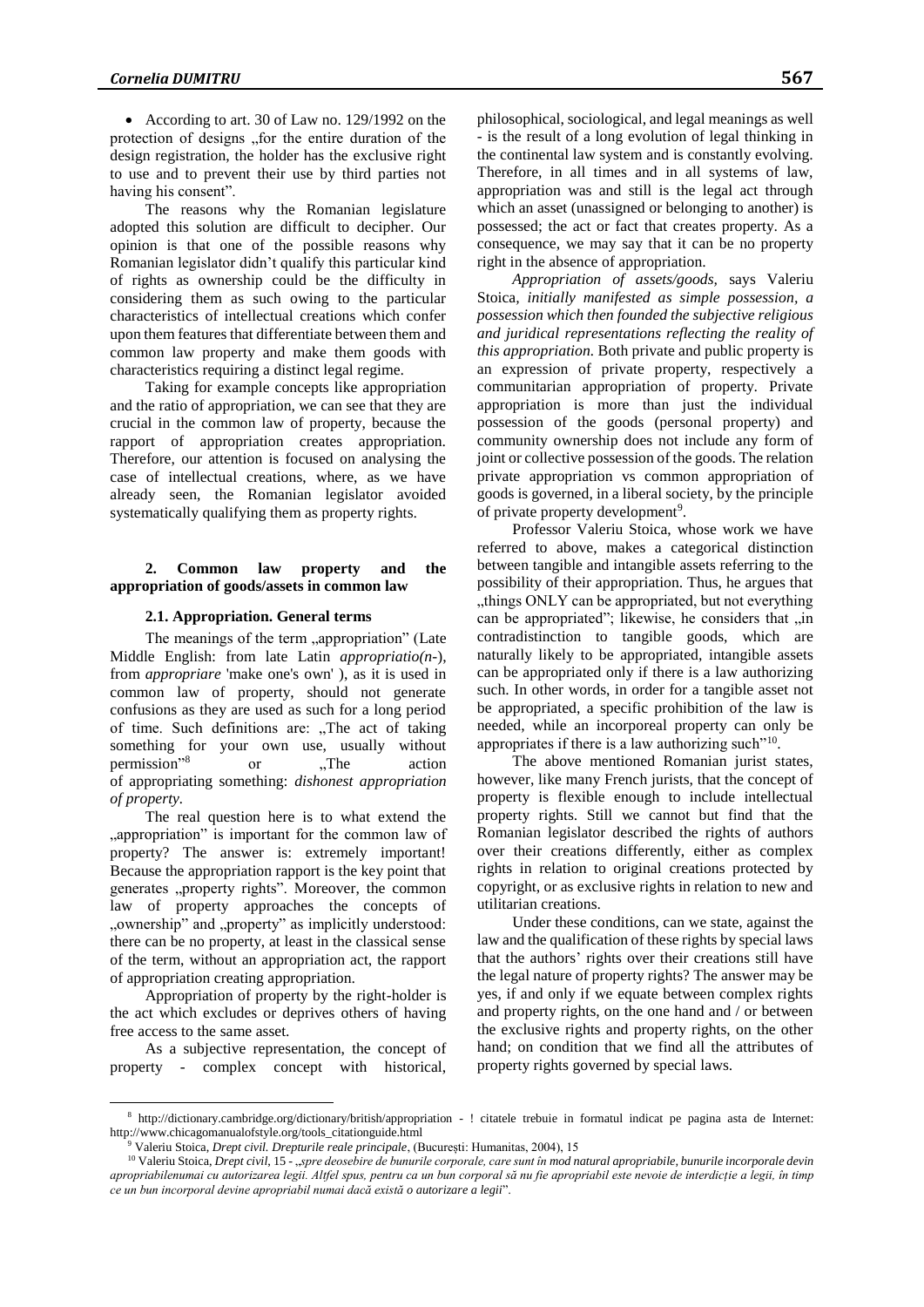- According to art. 30 of Law no. 129/1992 on the protection of designs „for the entire duration of the design registration, the holder has the exclusive right to use and to prevent their use by third parties not having his consent".

The reasons why the Romanian legislature adopted this solution are difficult to decipher. Our opinion is that one of the possible reasons why Romanian legislator didn't qualify this particular kind of rights as ownership could be the difficulty in considering them as such owing to the particular characteristics of intellectual creations which confer upon them features that differentiate between them and common law property and make them goods with characteristics requiring a distinct legal regime.

Taking for example concepts like appropriation and the ratio of appropriation, we can see that they are crucial in the common law of property, because the rapport of appropriation creates appropriation. Therefore, our attention is focused on analysing the case of intellectual creations, where, as we have already seen, the Romanian legislator avoided systematically qualifying them as property rights.

## 2. Common law property and the appropriation of goods/assets in common law

### 2.1. Appropriation. General terms

The meanings of the term „appropriation" (Late Middle English: from late Latin *appropriatio(n-*), from *appropriare* 'make one's own' ), as it is used in common law of property, should not generate confusions as they are used as such for a long period of time. Such definitions are: „The act of taking something for your own use, usually without permission"[8] or „The action of appropriating something: *dishonest appropriation of property.*

The real question here is to what extend the „appropriation" is important for the common law of property? The answer is: extremely important! Because the appropriation rapport is the key point that generates „property rights". Moreover, the common law of property approaches the concepts of „ownership" and „property" as implicitly understood: there can be no property, at least in the classical sense of the term, without an appropriation act, the rapport of appropriation creating appropriation.

Appropriation of property by the right-holder is the act which excludes or deprives others of having free access to the same asset.

As a subjective representation, the concept of property - complex concept with historical, philosophical, sociological, and legal meanings as well - is the result of a long evolution of legal thinking in the continental law system and is constantly evolving. Therefore, in all times and in all systems of law, appropriation was and still is the legal act through which an asset (unassigned or belonging to another) is possessed; the act or fact that creates property. As a consequence, we may say that it can be no property right in the absence of appropriation.

*Appropriation of assets/goods,* says Valeriu Stoica, *initially manifested as simple possession, a possession which then founded the subjective religious and juridical representations reflecting the reality of this appropriation.* Both private and public property is an expression of private property, respectively a communitarian appropriation of property. Private appropriation is more than just the individual possession of the goods (personal property) and community ownership does not include any form of joint or collective possession of the goods. The relation private appropriation vs common appropriation of goods is governed, in a liberal society, by the principle of private property development[9].

Professor Valeriu Stoica, whose work we have referred to above, makes a categorical distinction between tangible and intangible assets referring to the possibility of their appropriation. Thus, he argues that „things ONLY can be appropriated, but not everything can be appropriated"; likewise, he considers that „in contradistinction to tangible goods, which are naturally likely to be appropriated, intangible assets can be appropriated only if there is a law authorizing such. In other words, in order for a tangible asset not be appropriated, a specific prohibition of the law is needed, while an incorporeal property can only be appropriates if there is a law authorizing such"[10].

The above mentioned Romanian jurist states, however, like many French jurists, that the concept of property is flexible enough to include intellectual property rights. Still we cannot but find that the Romanian legislator described the rights of authors over their creations differently, either as complex rights in relation to original creations protected by copyright, or as exclusive rights in relation to new and utilitarian creations.

Under these conditions, can we state, against the law and the qualification of these rights by special laws that the authors' rights over their creations still have the legal nature of property rights? The answer may be yes, if and only if we equate between complex rights and property rights, on the one hand and / or between the exclusive rights and property rights, on the other hand; on condition that we find all the attributes of property rights governed by special laws.

---

[8] http://dictionary.cambridge.org/dictionary/british/appropriation - ! citatele trebuie in formatul indicat pe pagina asta de Internet: http://www.chicagomanualofstyle.org/tools_citationguide.html

[9] Valeriu Stoica, *Drept civil. Drepturile reale principale*, (București: Humanitas, 2004), 15

[10] Valeriu Stoica, *Drept civil*, 15 - „*spre deosebire de bunurile corporale, care sunt în mod natural apropriabile, bunurile incorporale devin apropriabilenumai cu autorizarea legii. Altfel spus, pentru ca un bun corporal să nu fie apropriabil este nevoie de interdicție a legii, în timp ce un bun incorporal devine apropriabil numai dacă există o autorizare a legii*".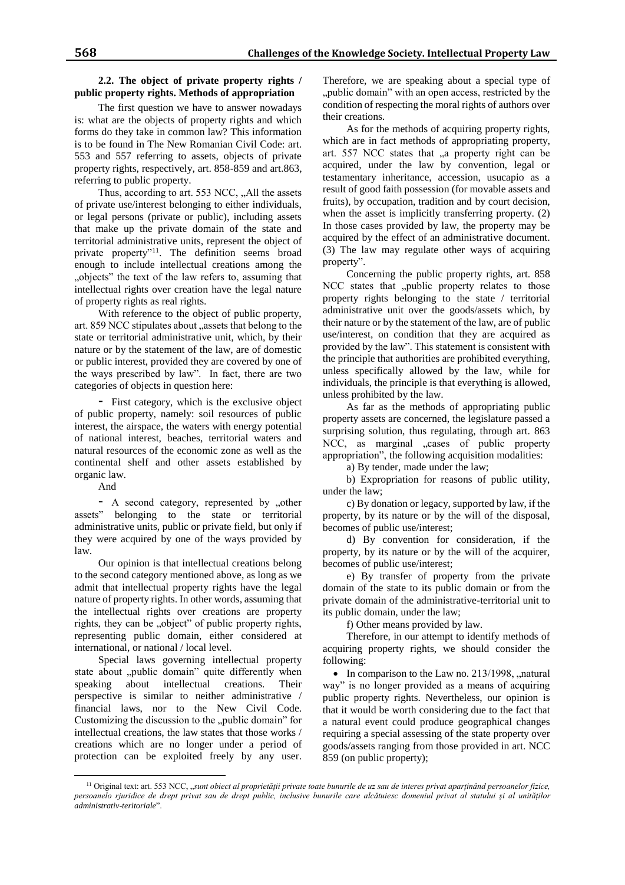### 2.2. The object of private property rights / public property rights. Methods of appropriation

The first question we have to answer nowadays is: what are the objects of property rights and which forms do they take in common law? This information is to be found in The New Romanian Civil Code: art. 553 and 557 referring to assets, objects of private property rights, respectively, art. 858-859 and art.863, referring to public property.

Thus, according to art. 553 NCC, „All the assets of private use/interest belonging to either individuals, or legal persons (private or public), including assets that make up the private domain of the state and territorial administrative units, represent the object of private property"[11]. The definition seems broad enough to include intellectual creations among the „objects" the text of the law refers to, assuming that intellectual rights over creation have the legal nature of property rights as real rights.

With reference to the object of public property, art. 859 NCC stipulates about „assets that belong to the state or territorial administrative unit, which, by their nature or by the statement of the law, are of domestic or public interest, provided they are covered by one of the ways prescribed by law". In fact, there are two categories of objects in question here:

- First category, which is the exclusive object of public property, namely: soil resources of public interest, the airspace, the waters with energy potential of national interest, beaches, territorial waters and natural resources of the economic zone as well as the continental shelf and other assets established by organic law.

And

- A second category, represented by „other assets" belonging to the state or territorial administrative units, public or private field, but only if they were acquired by one of the ways provided by law.

Our opinion is that intellectual creations belong to the second category mentioned above, as long as we admit that intellectual property rights have the legal nature of property rights. In other words, assuming that the intellectual rights over creations are property rights, they can be „object" of public property rights, representing public domain, either considered at international, or national / local level.

Special laws governing intellectual property state about „public domain" quite differently when speaking about intellectual creations. Their perspective is similar to neither administrative / financial laws, nor to the New Civil Code. Customizing the discussion to the „public domain" for intellectual creations, the law states that those works / creations which are no longer under a period of protection can be exploited freely by any user. Therefore, we are speaking about a special type of „public domain" with an open access, restricted by the condition of respecting the moral rights of authors over their creations.

As for the methods of acquiring property rights, which are in fact methods of appropriating property, art. 557 NCC states that „a property right can be acquired, under the law by convention, legal or testamentary inheritance, accession, usucapio as a result of good faith possession (for movable assets and fruits), by occupation, tradition and by court decision, when the asset is implicitly transferring property. (2) In those cases provided by law, the property may be acquired by the effect of an administrative document. (3) The law may regulate other ways of acquiring property".

Concerning the public property rights, art. 858 NCC states that „public property relates to those property rights belonging to the state / territorial administrative unit over the goods/assets which, by their nature or by the statement of the law, are of public use/interest, on condition that they are acquired as provided by the law". This statement is consistent with the principle that authorities are prohibited everything, unless specifically allowed by the law, while for individuals, the principle is that everything is allowed, unless prohibited by the law.

As far as the methods of appropriating public property assets are concerned, the legislature passed a surprising solution, thus regulating, through art. 863 NCC, as marginal „cases of public property appropriation", the following acquisition modalities:

a) By tender, made under the law;

b) Expropriation for reasons of public utility, under the law;

c) By donation or legacy, supported by law, if the property, by its nature or by the will of the disposal, becomes of public use/interest;

d) By convention for consideration, if the property, by its nature or by the will of the acquirer, becomes of public use/interest;

e) By transfer of property from the private domain of the state to its public domain or from the private domain of the administrative-territorial unit to its public domain, under the law;

f) Other means provided by law.

Therefore, in our attempt to identify methods of acquiring property rights, we should consider the following:

- In comparison to the Law no. 213/1998, „natural way" is no longer provided as a means of acquiring public property rights. Nevertheless, our opinion is that it would be worth considering due to the fact that a natural event could produce geographical changes requiring a special assessing of the state property over goods/assets ranging from those provided in art. NCC 859 (on public property);

---

[11] Original text: art. 553 NCC, „*sunt obiect al proprietății private toate bunurile de uz sau de interes privat aparținând persoanelor fizice, persoanelo rjuridice de drept privat sau de drept public, inclusive bunurile care alcătuiesc domeniul privat al statului și al unităților administrativ-teritoriale*".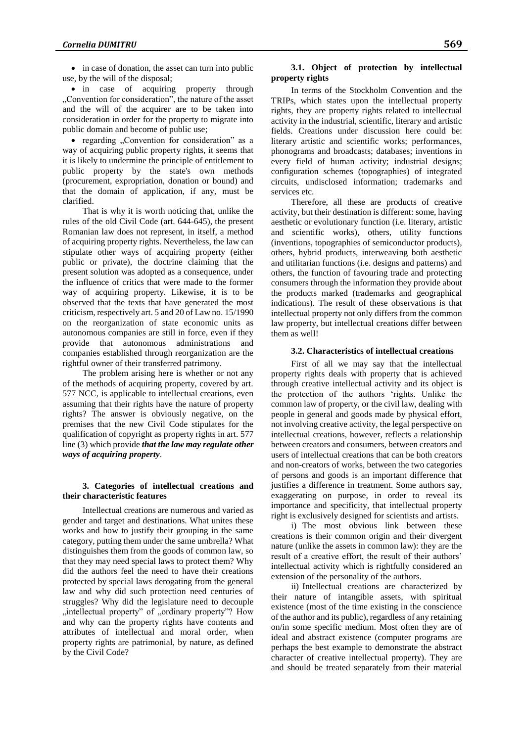- in case of donation, the asset can turn into public use, by the will of the disposal;
- in case of acquiring property through „Convention for consideration", the nature of the asset and the will of the acquirer are to be taken into consideration in order for the property to migrate into public domain and become of public use;
- regarding „Convention for consideration" as a way of acquiring public property rights, it seems that it is likely to undermine the principle of entitlement to public property by the state's own methods (procurement, expropriation, donation or bound) and that the domain of application, if any, must be clarified.

That is why it is worth noticing that, unlike the rules of the old Civil Code (art. 644-645), the present Romanian law does not represent, in itself, a method of acquiring property rights. Nevertheless, the law can stipulate other ways of acquiring property (either public or private), the doctrine claiming that the present solution was adopted as a consequence, under the influence of critics that were made to the former way of acquiring property. Likewise, it is to be observed that the texts that have generated the most criticism, respectively art. 5 and 20 of Law no. 15/1990 on the reorganization of state economic units as autonomous companies are still in force, even if they provide that autonomous administrations and companies established through reorganization are the rightful owner of their transferred patrimony.

The problem arising here is whether or not any of the methods of acquiring property, covered by art. 577 NCC, is applicable to intellectual creations, even assuming that their rights have the nature of property rights? The answer is obviously negative, on the premises that the new Civil Code stipulates for the qualification of copyright as property rights in art. 577 line (3) which provide ***that the law may regulate other ways of acquiring property***.

### 3. Categories of intellectual creations and their characteristic features

Intellectual creations are numerous and varied as gender and target and destinations. What unites these works and how to justify their grouping in the same category, putting them under the same umbrella? What distinguishes them from the goods of common law, so that they may need special laws to protect them? Why did the authors feel the need to have their creations protected by special laws derogating from the general law and why did such protection need centuries of struggles? Why did the legislature need to decouple „intellectual property" of „ordinary property"? How and why can the property rights have contents and attributes of intellectual and moral order, when property rights are patrimonial, by nature, as defined by the Civil Code?

#### 3.1. Object of protection by intellectual property rights

In terms of the Stockholm Convention and the TRIPs, which states upon the intellectual property rights, they are property rights related to intellectual activity in the industrial, scientific, literary and artistic fields. Creations under discussion here could be: literary artistic and scientific works; performances, phonograms and broadcasts; databases; inventions in every field of human activity; industrial designs; configuration schemes (topographies) of integrated circuits, undisclosed information; trademarks and services etc.

Therefore, all these are products of creative activity, but their destination is different: some, having aesthetic or evolutionary function (i.e. literary, artistic and scientific works), others, utility functions (inventions, topographies of semiconductor products), others, hybrid products, interweaving both aesthetic and utilitarian functions (i.e. designs and patterns) and others, the function of favouring trade and protecting consumers through the information they provide about the products marked (trademarks and geographical indications). The result of these observations is that intellectual property not only differs from the common law property, but intellectual creations differ between them as well!

#### 3.2. Characteristics of intellectual creations

First of all we may say that the intellectual property rights deals with property that is achieved through creative intellectual activity and its object is the protection of the authors 'rights. Unlike the common law of property, or the civil law, dealing with people in general and goods made by physical effort, not involving creative activity, the legal perspective on intellectual creations, however, reflects a relationship between creators and consumers, between creators and users of intellectual creations that can be both creators and non-creators of works, between the two categories of persons and goods is an important difference that justifies a difference in treatment. Some authors say, exaggerating on purpose, in order to reveal its importance and specificity, that intellectual property right is exclusively designed for scientists and artists.

i) The most obvious link between these creations is their common origin and their divergent nature (unlike the assets in common law): they are the result of a creative effort, the result of their authors' intellectual activity which is rightfully considered an extension of the personality of the authors.

ii) Intellectual creations are characterized by their nature of intangible assets, with spiritual existence (most of the time existing in the conscience of the author and its public), regardless of any retaining on/in some specific medium. Most often they are of ideal and abstract existence (computer programs are perhaps the best example to demonstrate the abstract character of creative intellectual property). They are and should be treated separately from their material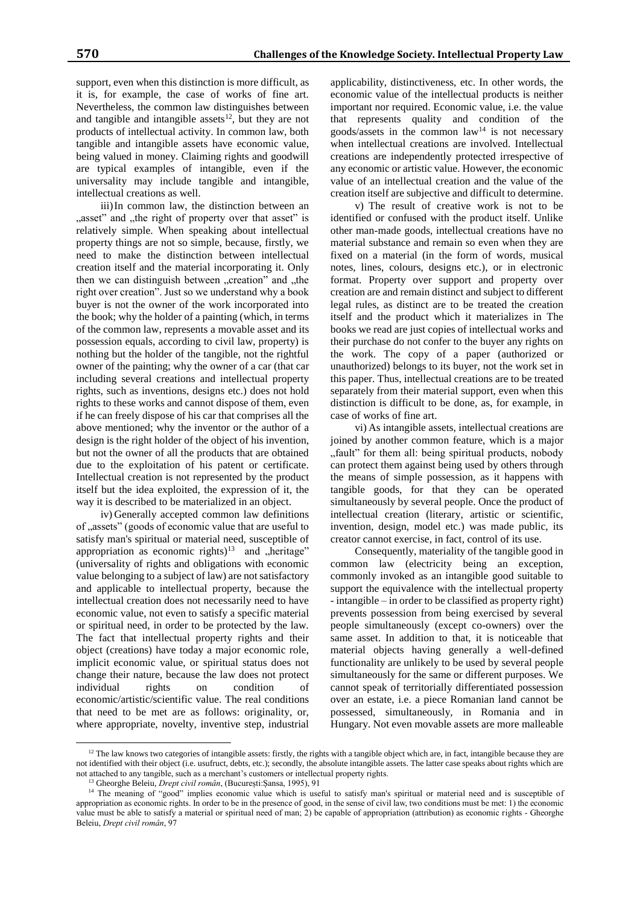support, even when this distinction is more difficult, as it is, for example, the case of works of fine art. Nevertheless, the common law distinguishes between and tangible and intangible assets[12], but they are not products of intellectual activity. In common law, both tangible and intangible assets have economic value, being valued in money. Claiming rights and goodwill are typical examples of intangible, even if the universality may include tangible and intangible, intellectual creations as well.

iii) In common law, the distinction between an „asset" and „the right of property over that asset" is relatively simple. When speaking about intellectual property things are not so simple, because, firstly, we need to make the distinction between intellectual creation itself and the material incorporating it. Only then we can distinguish between „creation" and „the right over creation". Just so we understand why a book buyer is not the owner of the work incorporated into the book; why the holder of a painting (which, in terms of the common law, represents a movable asset and its possession equals, according to civil law, property) is nothing but the holder of the tangible, not the rightful owner of the painting; why the owner of a car (that car including several creations and intellectual property rights, such as inventions, designs etc.) does not hold rights to these works and cannot dispose of them, even if he can freely dispose of his car that comprises all the above mentioned; why the inventor or the author of a design is the right holder of the object of his invention, but not the owner of all the products that are obtained due to the exploitation of his patent or certificate. Intellectual creation is not represented by the product itself but the idea exploited, the expression of it, the way it is described to be materialized in an object.

iv) Generally accepted common law definitions of „assets" (goods of economic value that are useful to satisfy man's spiritual or material need, susceptible of appropriation as economic rights)[13] and „heritage" (universality of rights and obligations with economic value belonging to a subject of law) are not satisfactory and applicable to intellectual property, because the intellectual creation does not necessarily need to have economic value, not even to satisfy a specific material or spiritual need, in order to be protected by the law. The fact that intellectual property rights and their object (creations) have today a major economic role, implicit economic value, or spiritual status does not change their nature, because the law does not protect individual rights on condition of economic/artistic/scientific value. The real conditions that need to be met are as follows: originality, or, where appropriate, novelty, inventive step, industrial applicability, distinctiveness, etc. In other words, the economic value of the intellectual products is neither important nor required. Economic value, i.e. the value that represents quality and condition of the goods/assets in the common law[14] is not necessary when intellectual creations are involved. Intellectual creations are independently protected irrespective of any economic or artistic value. However, the economic value of an intellectual creation and the value of the creation itself are subjective and difficult to determine.

v) The result of creative work is not to be identified or confused with the product itself. Unlike other man-made goods, intellectual creations have no material substance and remain so even when they are fixed on a material (in the form of words, musical notes, lines, colours, designs etc.), or in electronic format. Property over support and property over creation are and remain distinct and subject to different legal rules, as distinct are to be treated the creation itself and the product which it materializes in The books we read are just copies of intellectual works and their purchase do not confer to the buyer any rights on the work. The copy of a paper (authorized or unauthorized) belongs to its buyer, not the work set in this paper. Thus, intellectual creations are to be treated separately from their material support, even when this distinction is difficult to be done, as, for example, in case of works of fine art.

vi) As intangible assets, intellectual creations are joined by another common feature, which is a major „fault" for them all: being spiritual products, nobody can protect them against being used by others through the means of simple possession, as it happens with tangible goods, for that they can be operated simultaneously by several people. Once the product of intellectual creation (literary, artistic or scientific, invention, design, model etc.) was made public, its creator cannot exercise, in fact, control of its use.

Consequently, materiality of the tangible good in common law (electricity being an exception, commonly invoked as an intangible good suitable to support the equivalence with the intellectual property - intangible – in order to be classified as property right) prevents possession from being exercised by several people simultaneously (except co-owners) over the same asset. In addition to that, it is noticeable that material objects having generally a well-defined functionality are unlikely to be used by several people simultaneously for the same or different purposes. We cannot speak of territorially differentiated possession over an estate, i.e. a piece Romanian land cannot be possessed, simultaneously, in Romania and in Hungary. Not even movable assets are more malleable

---

[12] The law knows two categories of intangible assets: firstly, the rights with a tangible object which are, in fact, intangible because they are not identified with their object (i.e. usufruct, debts, etc.); secondly, the absolute intangible assets. The latter case speaks about rights which are not attached to any tangible, such as a merchant's customers or intellectual property rights.

[13] Gheorghe Beleiu, *Drept civil român*, (Bucureşti:Şansa, 1995), 91

[14] The meaning of "good" implies economic value which is useful to satisfy man's spiritual or material need and is susceptible of appropriation as economic rights. In order to be in the presence of good, in the sense of civil law, two conditions must be met: 1) the economic value must be able to satisfy a material or spiritual need of man; 2) be capable of appropriation (attribution) as economic rights - Gheorghe Beleiu, *Drept civil român*, 97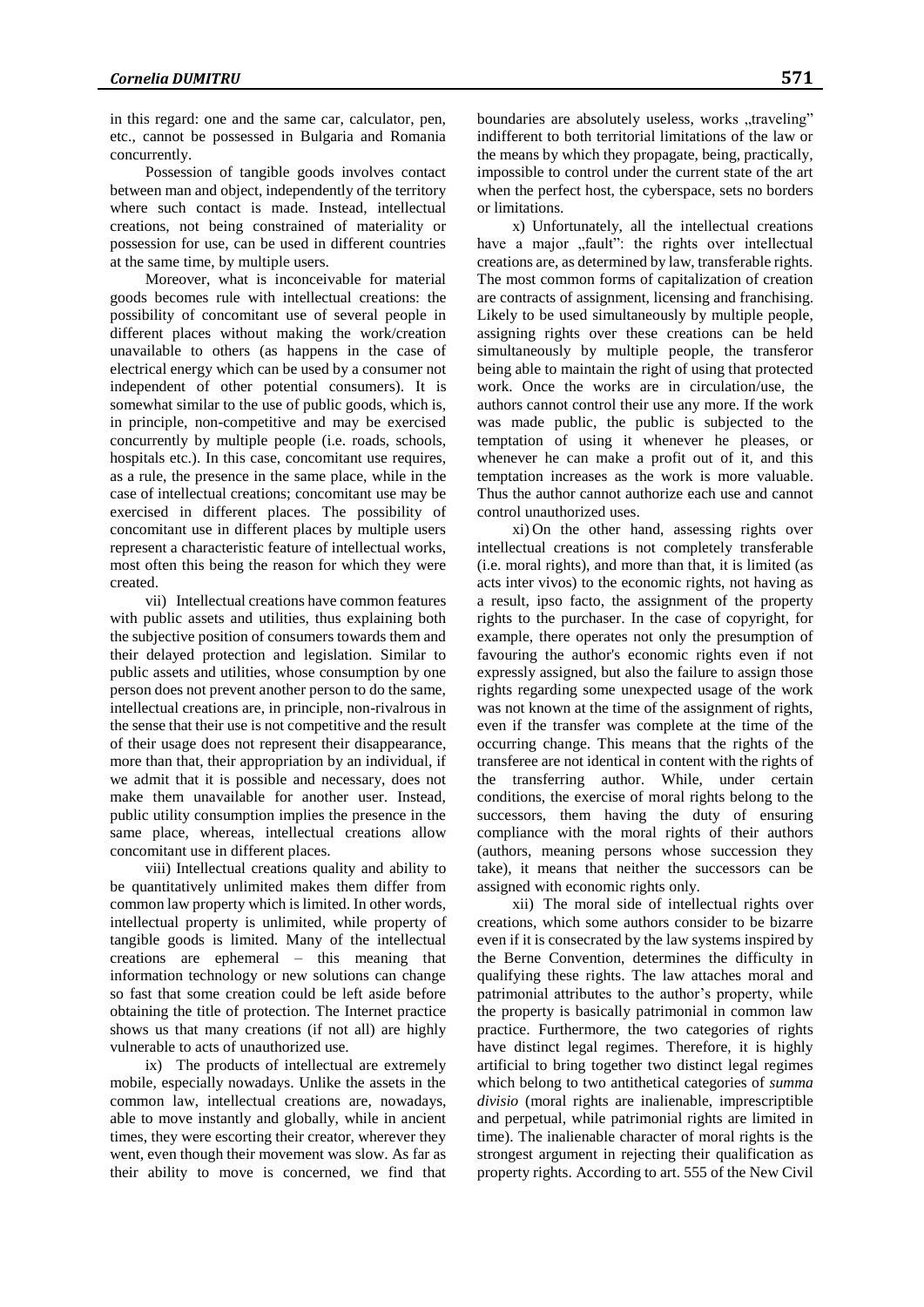in this regard: one and the same car, calculator, pen, etc., cannot be possessed in Bulgaria and Romania concurrently.

Possession of tangible goods involves contact between man and object, independently of the territory where such contact is made. Instead, intellectual creations, not being constrained of materiality or possession for use, can be used in different countries at the same time, by multiple users.

Moreover, what is inconceivable for material goods becomes rule with intellectual creations: the possibility of concomitant use of several people in different places without making the work/creation unavailable to others (as happens in the case of electrical energy which can be used by a consumer not independent of other potential consumers). It is somewhat similar to the use of public goods, which is, in principle, non-competitive and may be exercised concurrently by multiple people (i.e. roads, schools, hospitals etc.). In this case, concomitant use requires, as a rule, the presence in the same place, while in the case of intellectual creations; concomitant use may be exercised in different places. The possibility of concomitant use in different places by multiple users represent a characteristic feature of intellectual works, most often this being the reason for which they were created.

vii) Intellectual creations have common features with public assets and utilities, thus explaining both the subjective position of consumers towards them and their delayed protection and legislation. Similar to public assets and utilities, whose consumption by one person does not prevent another person to do the same, intellectual creations are, in principle, non-rivalrous in the sense that their use is not competitive and the result of their usage does not represent their disappearance, more than that, their appropriation by an individual, if we admit that it is possible and necessary, does not make them unavailable for another user. Instead, public utility consumption implies the presence in the same place, whereas, intellectual creations allow concomitant use in different places.

viii) Intellectual creations quality and ability to be quantitatively unlimited makes them differ from common law property which is limited. In other words, intellectual property is unlimited, while property of tangible goods is limited. Many of the intellectual creations are ephemeral – this meaning that information technology or new solutions can change so fast that some creation could be left aside before obtaining the title of protection. The Internet practice shows us that many creations (if not all) are highly vulnerable to acts of unauthorized use.

ix) The products of intellectual are extremely mobile, especially nowadays. Unlike the assets in the common law, intellectual creations are, nowadays, able to move instantly and globally, while in ancient times, they were escorting their creator, wherever they went, even though their movement was slow. As far as their ability to move is concerned, we find that boundaries are absolutely useless, works „traveling" indifferent to both territorial limitations of the law or the means by which they propagate, being, practically, impossible to control under the current state of the art when the perfect host, the cyberspace, sets no borders or limitations.

x) Unfortunately, all the intellectual creations have a major „fault": the rights over intellectual creations are, as determined by law, transferable rights. The most common forms of capitalization of creation are contracts of assignment, licensing and franchising. Likely to be used simultaneously by multiple people, assigning rights over these creations can be held simultaneously by multiple people, the transferor being able to maintain the right of using that protected work. Once the works are in circulation/use, the authors cannot control their use any more. If the work was made public, the public is subjected to the temptation of using it whenever he pleases, or whenever he can make a profit out of it, and this temptation increases as the work is more valuable. Thus the author cannot authorize each use and cannot control unauthorized uses.

xi) On the other hand, assessing rights over intellectual creations is not completely transferable (i.e. moral rights), and more than that, it is limited (as acts inter vivos) to the economic rights, not having as a result, ipso facto, the assignment of the property rights to the purchaser. In the case of copyright, for example, there operates not only the presumption of favouring the author's economic rights even if not expressly assigned, but also the failure to assign those rights regarding some unexpected usage of the work was not known at the time of the assignment of rights, even if the transfer was complete at the time of the occurring change. This means that the rights of the transferee are not identical in content with the rights of the transferring author. While, under certain conditions, the exercise of moral rights belong to the successors, them having the duty of ensuring compliance with the moral rights of their authors (authors, meaning persons whose succession they take), it means that neither the successors can be assigned with economic rights only.

xii) The moral side of intellectual rights over creations, which some authors consider to be bizarre even if it is consecrated by the law systems inspired by the Berne Convention, determines the difficulty in qualifying these rights. The law attaches moral and patrimonial attributes to the author's property, while the property is basically patrimonial in common law practice. Furthermore, the two categories of rights have distinct legal regimes. Therefore, it is highly artificial to bring together two distinct legal regimes which belong to two antithetical categories of *summa divisio* (moral rights are inalienable, imprescriptible and perpetual, while patrimonial rights are limited in time). The inalienable character of moral rights is the strongest argument in rejecting their qualification as property rights. According to art. 555 of the New Civil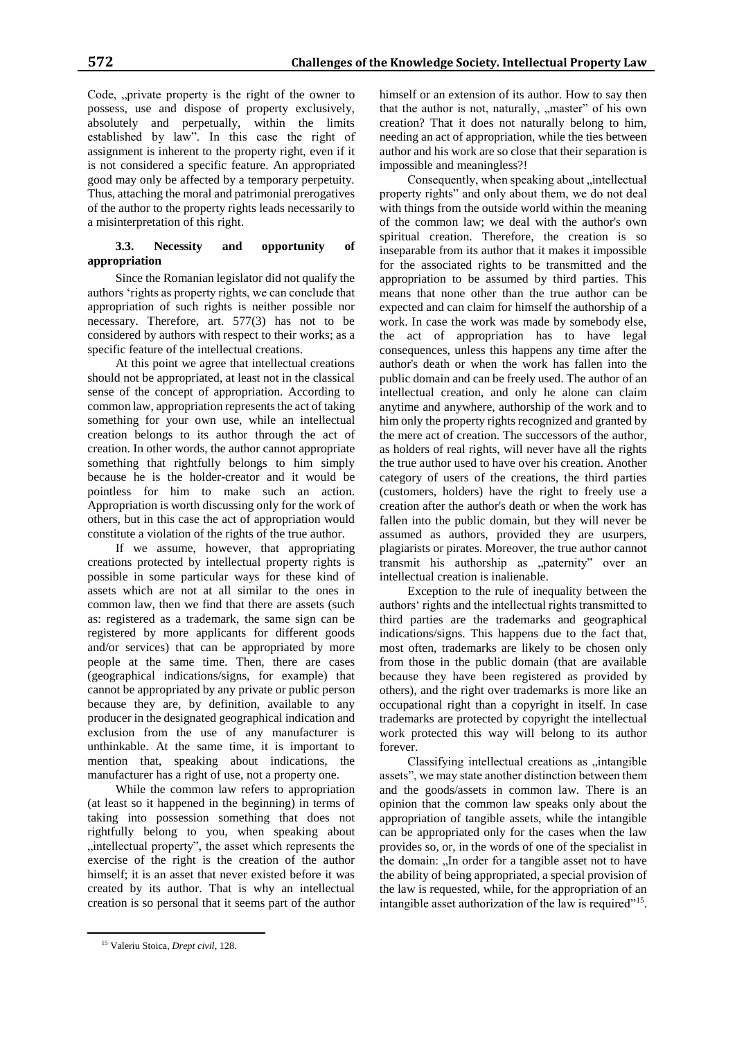Code, „private property is the right of the owner to possess, use and dispose of property exclusively, absolutely and perpetually, within the limits established by law". In this case the right of assignment is inherent to the property right, even if it is not considered a specific feature. An appropriated good may only be affected by a temporary perpetuity. Thus, attaching the moral and patrimonial prerogatives of the author to the property rights leads necessarily to a misinterpretation of this right.

### 3.3. Necessity and opportunity of appropriation

Since the Romanian legislator did not qualify the authors 'rights as property rights, we can conclude that appropriation of such rights is neither possible nor necessary. Therefore, art. 577(3) has not to be considered by authors with respect to their works; as a specific feature of the intellectual creations.

At this point we agree that intellectual creations should not be appropriated, at least not in the classical sense of the concept of appropriation. According to common law, appropriation represents the act of taking something for your own use, while an intellectual creation belongs to its author through the act of creation. In other words, the author cannot appropriate something that rightfully belongs to him simply because he is the holder-creator and it would be pointless for him to make such an action. Appropriation is worth discussing only for the work of others, but in this case the act of appropriation would constitute a violation of the rights of the true author.

If we assume, however, that appropriating creations protected by intellectual property rights is possible in some particular ways for these kind of assets which are not at all similar to the ones in common law, then we find that there are assets (such as: registered as a trademark, the same sign can be registered by more applicants for different goods and/or services) that can be appropriated by more people at the same time. Then, there are cases (geographical indications/signs, for example) that cannot be appropriated by any private or public person because they are, by definition, available to any producer in the designated geographical indication and exclusion from the use of any manufacturer is unthinkable. At the same time, it is important to mention that, speaking about indications, the manufacturer has a right of use, not a property one.

While the common law refers to appropriation (at least so it happened in the beginning) in terms of taking into possession something that does not rightfully belong to you, when speaking about „intellectual property", the asset which represents the exercise of the right is the creation of the author himself; it is an asset that never existed before it was created by its author. That is why an intellectual creation is so personal that it seems part of the author himself or an extension of its author. How to say then that the author is not, naturally, „master" of his own creation? That it does not naturally belong to him, needing an act of appropriation, while the ties between author and his work are so close that their separation is impossible and meaningless?!

Consequently, when speaking about „intellectual property rights" and only about them, we do not deal with things from the outside world within the meaning of the common law; we deal with the author's own spiritual creation. Therefore, the creation is so inseparable from its author that it makes it impossible for the associated rights to be transmitted and the appropriation to be assumed by third parties. This means that none other than the true author can be expected and can claim for himself the authorship of a work. In case the work was made by somebody else, the act of appropriation has to have legal consequences, unless this happens any time after the author's death or when the work has fallen into the public domain and can be freely used. The author of an intellectual creation, and only he alone can claim anytime and anywhere, authorship of the work and to him only the property rights recognized and granted by the mere act of creation. The successors of the author, as holders of real rights, will never have all the rights the true author used to have over his creation. Another category of users of the creations, the third parties (customers, holders) have the right to freely use a creation after the author's death or when the work has fallen into the public domain, but they will never be assumed as authors, provided they are usurpers, plagiarists or pirates. Moreover, the true author cannot transmit his authorship as „paternity" over an intellectual creation is inalienable.

Exception to the rule of inequality between the authors' rights and the intellectual rights transmitted to third parties are the trademarks and geographical indications/signs. This happens due to the fact that, most often, trademarks are likely to be chosen only from those in the public domain (that are available because they have been registered as provided by others), and the right over trademarks is more like an occupational right than a copyright in itself. In case trademarks are protected by copyright the intellectual work protected this way will belong to its author forever.

Classifying intellectual creations as „intangible assets", we may state another distinction between them and the goods/assets in common law. There is an opinion that the common law speaks only about the appropriation of tangible assets, while the intangible can be appropriated only for the cases when the law provides so, or, in the words of one of the specialist in the domain: „In order for a tangible asset not to have the ability of being appropriated, a special provision of the law is requested, while, for the appropriation of an intangible asset authorization of the law is required"[15].

---

[15] Valeriu Stoica, *Drept civil*, 128.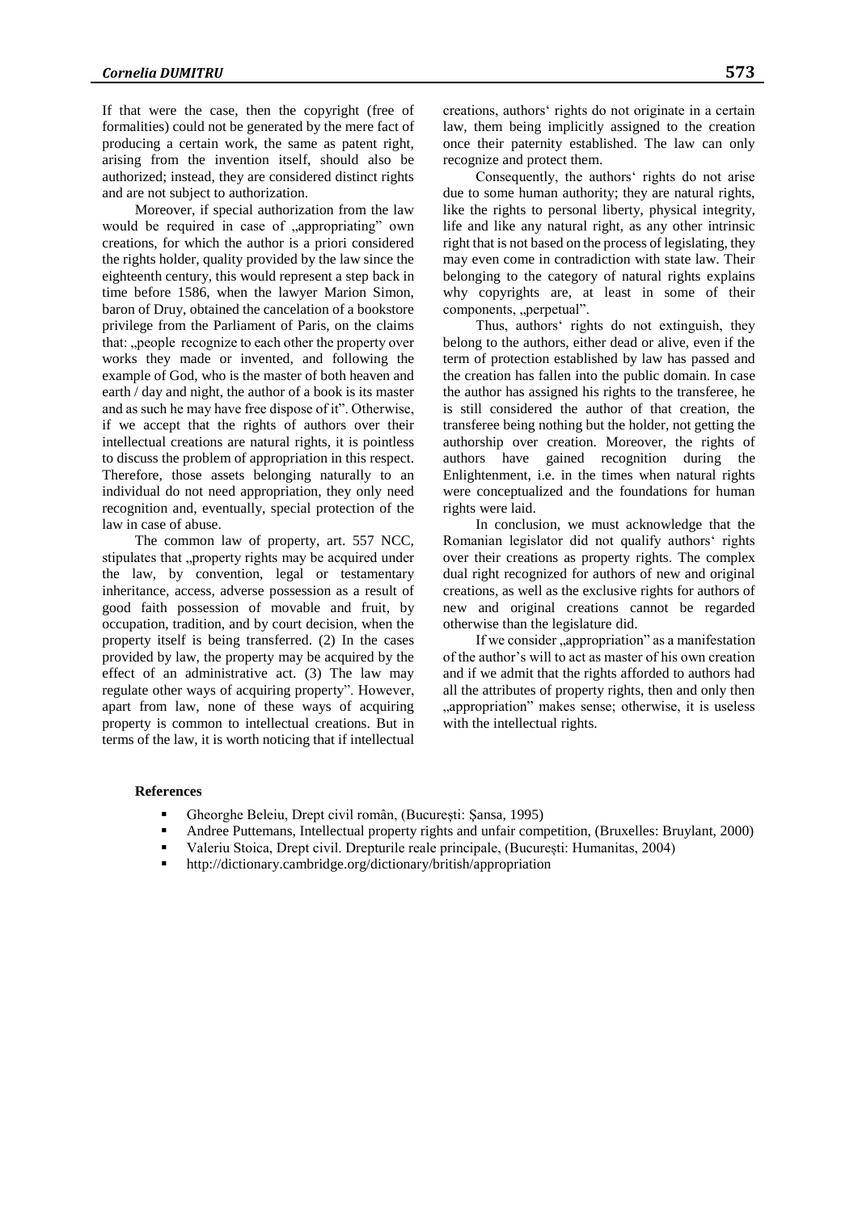If that were the case, then the copyright (free of formalities) could not be generated by the mere fact of producing a certain work, the same as patent right, arising from the invention itself, should also be authorized; instead, they are considered distinct rights and are not subject to authorization.

Moreover, if special authorization from the law would be required in case of „appropriating" own creations, for which the author is a priori considered the rights holder, quality provided by the law since the eighteenth century, this would represent a step back in time before 1586, when the lawyer Marion Simon, baron of Druy, obtained the cancelation of a bookstore privilege from the Parliament of Paris, on the claims that: „people recognize to each other the property over works they made or invented, and following the example of God, who is the master of both heaven and earth / day and night, the author of a book is its master and as such he may have free dispose of it". Otherwise, if we accept that the rights of authors over their intellectual creations are natural rights, it is pointless to discuss the problem of appropriation in this respect. Therefore, those assets belonging naturally to an individual do not need appropriation, they only need recognition and, eventually, special protection of the law in case of abuse.

The common law of property, art. 557 NCC, stipulates that „property rights may be acquired under the law, by convention, legal or testamentary inheritance, access, adverse possession as a result of good faith possession of movable and fruit, by occupation, tradition, and by court decision, when the property itself is being transferred. (2) In the cases provided by law, the property may be acquired by the effect of an administrative act. (3) The law may regulate other ways of acquiring property". However, apart from law, none of these ways of acquiring property is common to intellectual creations. But in terms of the law, it is worth noticing that if intellectual creations, authors' rights do not originate in a certain law, them being implicitly assigned to the creation once their paternity established. The law can only recognize and protect them.

Consequently, the authors' rights do not arise due to some human authority; they are natural rights, like the rights to personal liberty, physical integrity, life and like any natural right, as any other intrinsic right that is not based on the process of legislating, they may even come in contradiction with state law. Their belonging to the category of natural rights explains why copyrights are, at least in some of their components, „perpetual".

Thus, authors' rights do not extinguish, they belong to the authors, either dead or alive, even if the term of protection established by law has passed and the creation has fallen into the public domain. In case the author has assigned his rights to the transferee, he is still considered the author of that creation, the transferee being nothing but the holder, not getting the authorship over creation. Moreover, the rights of authors have gained recognition during the Enlightenment, i.e. in the times when natural rights were conceptualized and the foundations for human rights were laid.

In conclusion, we must acknowledge that the Romanian legislator did not qualify authors' rights over their creations as property rights. The complex dual right recognized for authors of new and original creations, as well as the exclusive rights for authors of new and original creations cannot be regarded otherwise than the legislature did.

If we consider „appropriation" as a manifestation of the author's will to act as master of his own creation and if we admit that the rights afforded to authors had all the attributes of property rights, then and only then „appropriation" makes sense; otherwise, it is useless with the intellectual rights.

#### References

- Gheorghe Beleiu, Drept civil român, (București: Șansa, 1995)
- Andree Puttemans, Intellectual property rights and unfair competition, (Bruxelles: Bruylant, 2000)
- Valeriu Stoica, Drept civil. Drepturile reale principale, (București: Humanitas, 2004)
- http://dictionary.cambridge.org/dictionary/british/appropriation